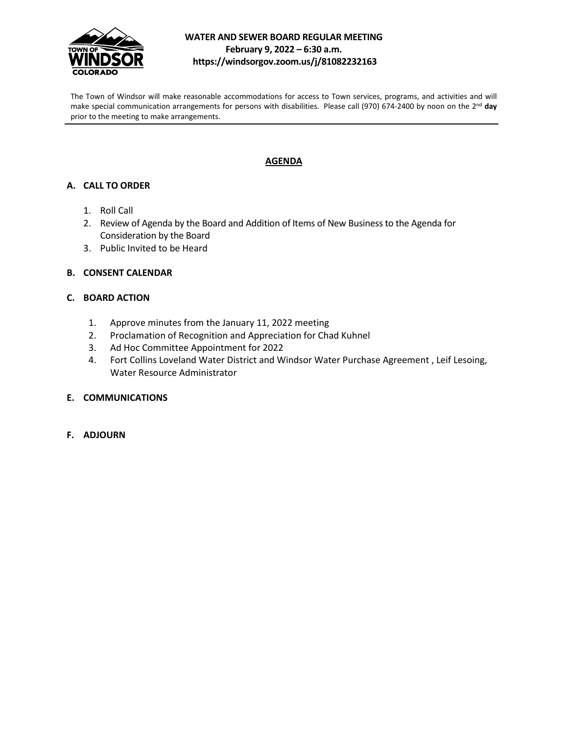# WATER AND SEWER BOARD REGULAR MEETING

**February 9, 2022 – 6:30 a.m.**

**https://windsorgov.zoom.us/j/81082232163**

The Town of Windsor will make reasonable accommodations for access to Town services, programs, and activities and will make special communication arrangements for persons with disabilities. Please call (970) 674-2400 by noon on the 2nd **day** prior to the meeting to make arrangements.

## AGENDA

### A. CALL TO ORDER

1. Roll Call
2. Review of Agenda by the Board and Addition of Items of New Business to the Agenda for Consideration by the Board
3. Public Invited to be Heard

### B. CONSENT CALENDAR

### C. BOARD ACTION

1. Approve minutes from the January 11, 2022 meeting
2. Proclamation of Recognition and Appreciation for Chad Kuhnel
3. Ad Hoc Committee Appointment for 2022
4. Fort Collins Loveland Water District and Windsor Water Purchase Agreement , Leif Lesoing, Water Resource Administrator

### E. COMMUNICATIONS

### F. ADJOURN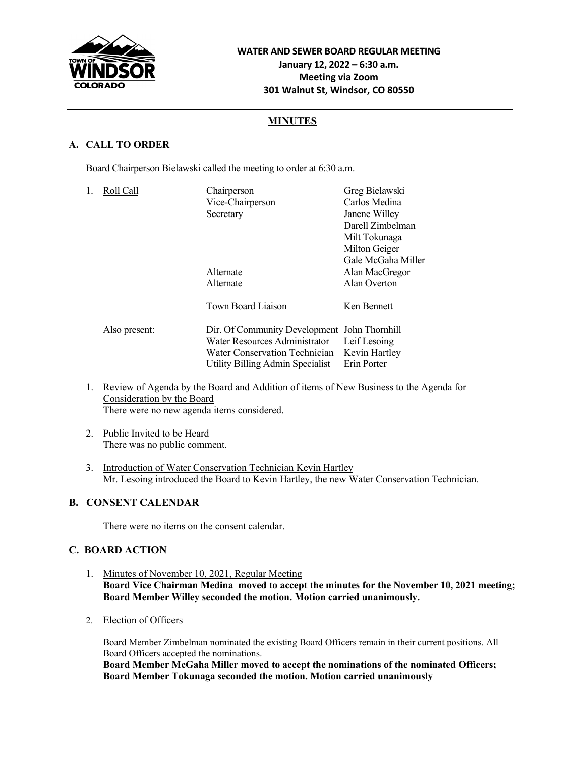**WATER AND SEWER BOARD REGULAR MEETING**
**January 12, 2022 – 6:30 a.m.**
**Meeting via Zoom**
**301 Walnut St, Windsor, CO 80550**

# MINUTES

## A. CALL TO ORDER

Board Chairperson Bielawski called the meeting to order at 6:30 a.m.

1. Roll Call

| | | |
|---|---|---|
| Roll Call | Chairperson | Greg Bielawski |
| | Vice-Chairperson | Carlos Medina |
| | Secretary | Janene Willey |
| | | Darell Zimbelman |
| | | Milt Tokunaga |
| | | Milton Geiger |
| | | Gale McGaha Miller |
| | Alternate | Alan MacGregor |
| | Alternate | Alan Overton |
| | Town Board Liaison | Ken Bennett |
| Also present: | Dir. Of Community Development | John Thornhill |
| | Water Resources Administrator | Leif Lesoing |
| | Water Conservation Technician | Kevin Hartley |
| | Utility Billing Admin Specialist | Erin Porter |

1. Review of Agenda by the Board and Addition of items of New Business to the Agenda for Consideration by the Board
   There were no new agenda items considered.

2. Public Invited to be Heard
   There was no public comment.

3. Introduction of Water Conservation Technician Kevin Hartley
   Mr. Lesoing introduced the Board to Kevin Hartley, the new Water Conservation Technician.

## B. CONSENT CALENDAR

There were no items on the consent calendar.

## C. BOARD ACTION

1. Minutes of November 10, 2021, Regular Meeting
   **Board Vice Chairman Medina moved to accept the minutes for the November 10, 2021 meeting; Board Member Willey seconded the motion. Motion carried unanimously.**

2. Election of Officers

   Board Member Zimbelman nominated the existing Board Officers remain in their current positions. All Board Officers accepted the nominations.
   **Board Member McGaha Miller moved to accept the nominations of the nominated Officers; Board Member Tokunaga seconded the motion. Motion carried unanimously**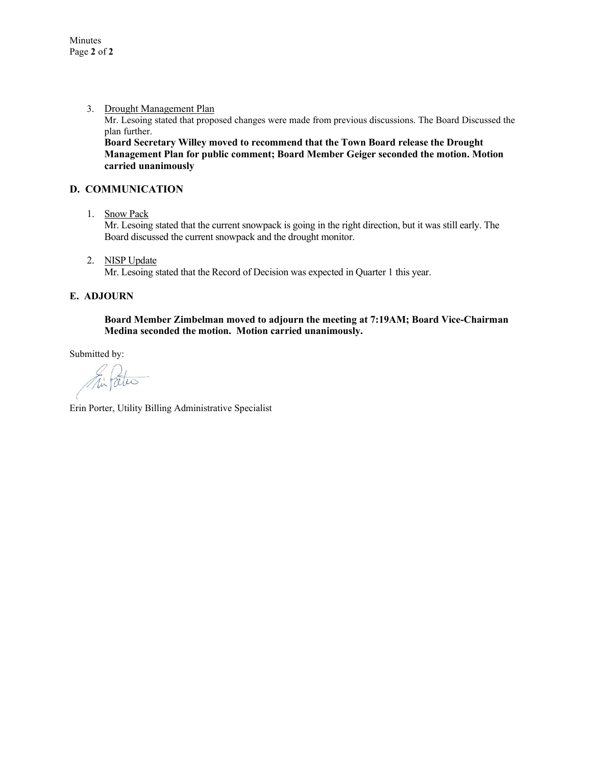3. Drought Management Plan
   Mr. Lesoing stated that proposed changes were made from previous discussions. The Board Discussed the plan further.
   **Board Secretary Willey moved to recommend that the Town Board release the Drought Management Plan for public comment; Board Member Geiger seconded the motion. Motion carried unanimously**

## D. COMMUNICATION

1. Snow Pack
   Mr. Lesoing stated that the current snowpack is going in the right direction, but it was still early. The Board discussed the current snowpack and the drought monitor.

2. NISP Update
   Mr. Lesoing stated that the Record of Decision was expected in Quarter 1 this year.

## E. ADJOURN

**Board Member Zimbelman moved to adjourn the meeting at 7:19AM; Board Vice-Chairman Medina seconded the motion. Motion carried unanimously.**

Submitted by:

Erin Porter, Utility Billing Administrative Specialist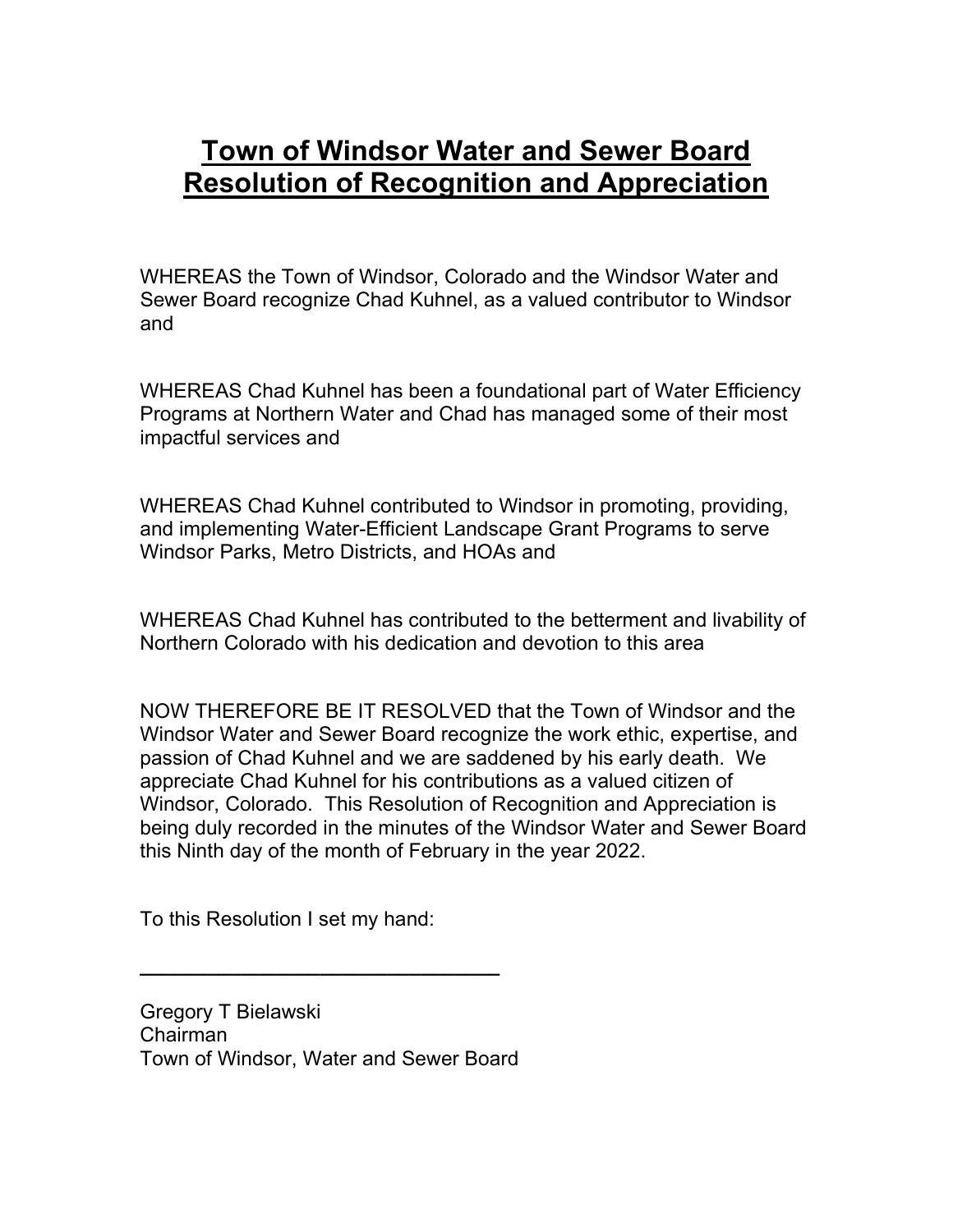# Town of Windsor Water and Sewer Board Resolution of Recognition and Appreciation

WHEREAS the Town of Windsor, Colorado and the Windsor Water and Sewer Board recognize Chad Kuhnel, as a valued contributor to Windsor and

WHEREAS Chad Kuhnel has been a foundational part of Water Efficiency Programs at Northern Water and Chad has managed some of their most impactful services and

WHEREAS Chad Kuhnel contributed to Windsor in promoting, providing, and implementing Water-Efficient Landscape Grant Programs to serve Windsor Parks, Metro Districts, and HOAs and

WHEREAS Chad Kuhnel has contributed to the betterment and livability of Northern Colorado with his dedication and devotion to this area

NOW THEREFORE BE IT RESOLVED that the Town of Windsor and the Windsor Water and Sewer Board recognize the work ethic, expertise, and passion of Chad Kuhnel and we are saddened by his early death. We appreciate Chad Kuhnel for his contributions as a valued citizen of Windsor, Colorado. This Resolution of Recognition and Appreciation is being duly recorded in the minutes of the Windsor Water and Sewer Board this Ninth day of the month of February in the year 2022.

To this Resolution I set my hand:

_______________________________

Gregory T Bielawski
Chairman
Town of Windsor, Water and Sewer Board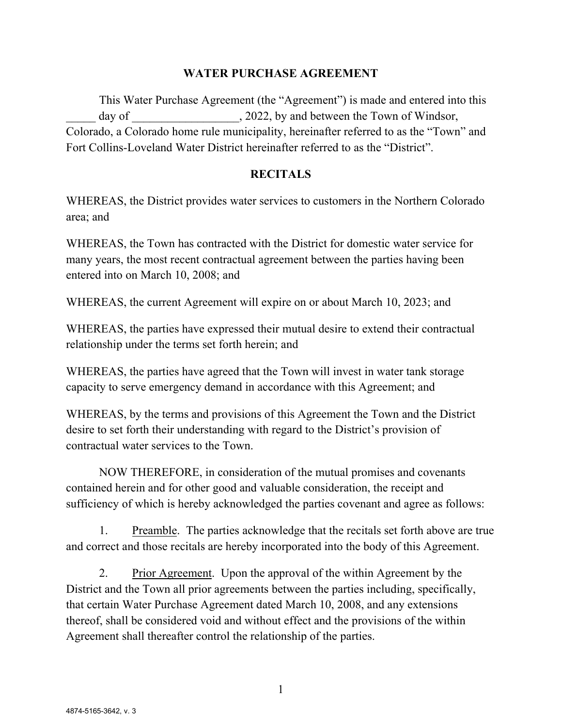# WATER PURCHASE AGREEMENT

This Water Purchase Agreement (the "Agreement") is made and entered into this _____ day of __________________, 2022, by and between the Town of Windsor, Colorado, a Colorado home rule municipality, hereinafter referred to as the "Town" and Fort Collins-Loveland Water District hereinafter referred to as the "District".

## RECITALS

WHEREAS, the District provides water services to customers in the Northern Colorado area; and

WHEREAS, the Town has contracted with the District for domestic water service for many years, the most recent contractual agreement between the parties having been entered into on March 10, 2008; and

WHEREAS, the current Agreement will expire on or about March 10, 2023; and

WHEREAS, the parties have expressed their mutual desire to extend their contractual relationship under the terms set forth herein; and

WHEREAS, the parties have agreed that the Town will invest in water tank storage capacity to serve emergency demand in accordance with this Agreement; and

WHEREAS, by the terms and provisions of this Agreement the Town and the District desire to set forth their understanding with regard to the District's provision of contractual water services to the Town.

NOW THEREFORE, in consideration of the mutual promises and covenants contained herein and for other good and valuable consideration, the receipt and sufficiency of which is hereby acknowledged the parties covenant and agree as follows:

1. <u>Preamble</u>. The parties acknowledge that the recitals set forth above are true and correct and those recitals are hereby incorporated into the body of this Agreement.

2. <u>Prior Agreement</u>. Upon the approval of the within Agreement by the District and the Town all prior agreements between the parties including, specifically, that certain Water Purchase Agreement dated March 10, 2008, and any extensions thereof, shall be considered void and without effect and the provisions of the within Agreement shall thereafter control the relationship of the parties.

4874-5165-3642, v. 3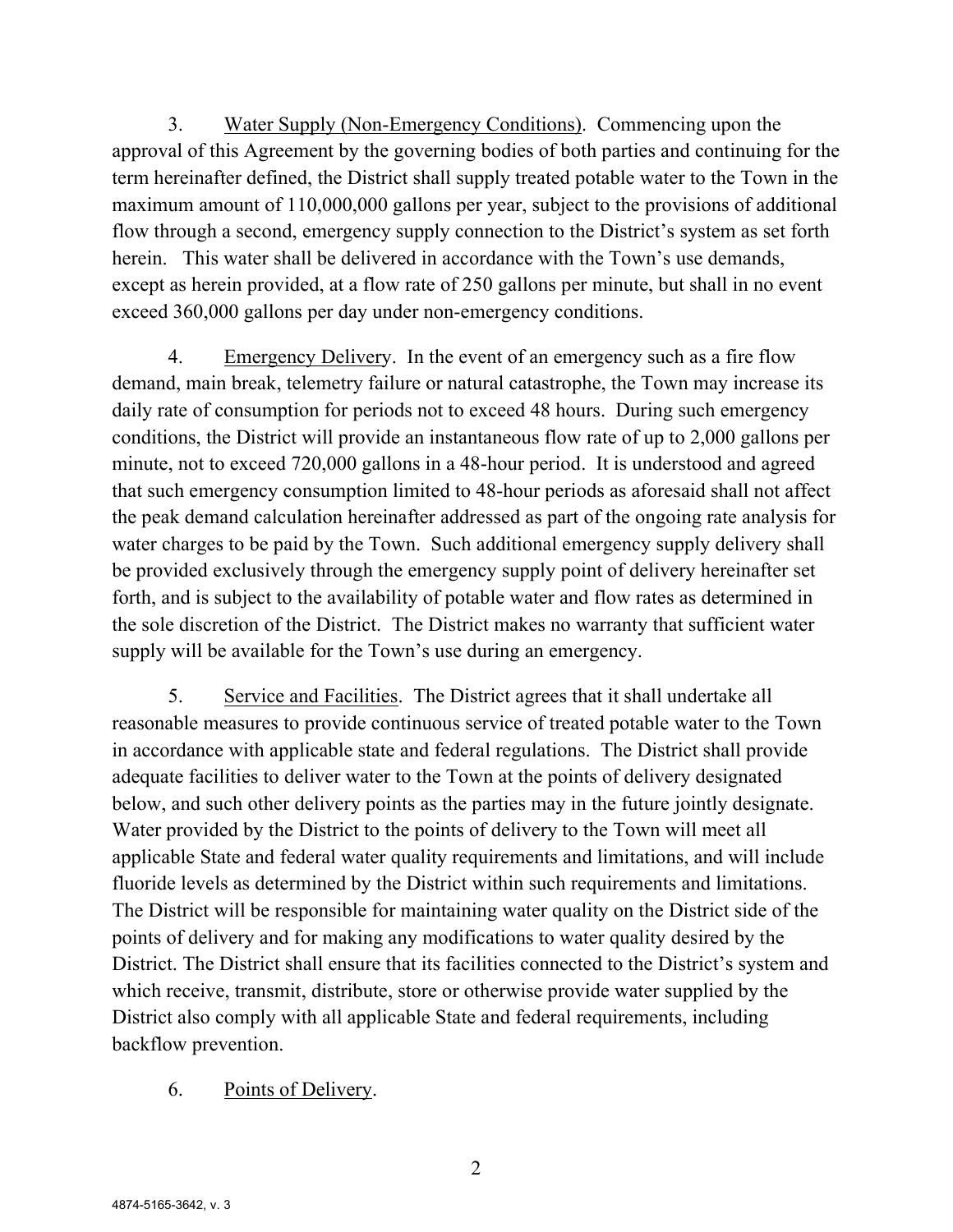3. Water Supply (Non-Emergency Conditions). Commencing upon the approval of this Agreement by the governing bodies of both parties and continuing for the term hereinafter defined, the District shall supply treated potable water to the Town in the maximum amount of 110,000,000 gallons per year, subject to the provisions of additional flow through a second, emergency supply connection to the District's system as set forth herein. This water shall be delivered in accordance with the Town's use demands, except as herein provided, at a flow rate of 250 gallons per minute, but shall in no event exceed 360,000 gallons per day under non-emergency conditions.

4. Emergency Delivery. In the event of an emergency such as a fire flow demand, main break, telemetry failure or natural catastrophe, the Town may increase its daily rate of consumption for periods not to exceed 48 hours. During such emergency conditions, the District will provide an instantaneous flow rate of up to 2,000 gallons per minute, not to exceed 720,000 gallons in a 48-hour period. It is understood and agreed that such emergency consumption limited to 48-hour periods as aforesaid shall not affect the peak demand calculation hereinafter addressed as part of the ongoing rate analysis for water charges to be paid by the Town. Such additional emergency supply delivery shall be provided exclusively through the emergency supply point of delivery hereinafter set forth, and is subject to the availability of potable water and flow rates as determined in the sole discretion of the District. The District makes no warranty that sufficient water supply will be available for the Town's use during an emergency.

5. Service and Facilities. The District agrees that it shall undertake all reasonable measures to provide continuous service of treated potable water to the Town in accordance with applicable state and federal regulations. The District shall provide adequate facilities to deliver water to the Town at the points of delivery designated below, and such other delivery points as the parties may in the future jointly designate. Water provided by the District to the points of delivery to the Town will meet all applicable State and federal water quality requirements and limitations, and will include fluoride levels as determined by the District within such requirements and limitations. The District will be responsible for maintaining water quality on the District side of the points of delivery and for making any modifications to water quality desired by the District. The District shall ensure that its facilities connected to the District's system and which receive, transmit, distribute, store or otherwise provide water supplied by the District also comply with all applicable State and federal requirements, including backflow prevention.

6. Points of Delivery.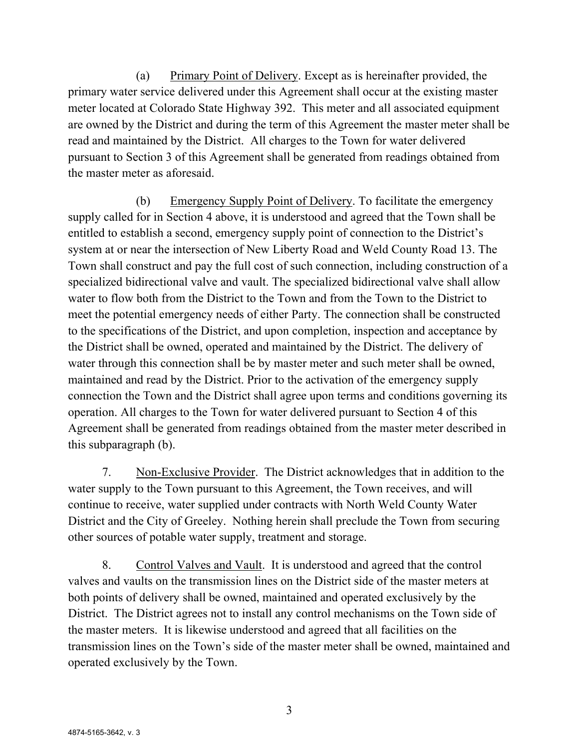(a) Primary Point of Delivery. Except as is hereinafter provided, the primary water service delivered under this Agreement shall occur at the existing master meter located at Colorado State Highway 392. This meter and all associated equipment are owned by the District and during the term of this Agreement the master meter shall be read and maintained by the District. All charges to the Town for water delivered pursuant to Section 3 of this Agreement shall be generated from readings obtained from the master meter as aforesaid.

(b) Emergency Supply Point of Delivery. To facilitate the emergency supply called for in Section 4 above, it is understood and agreed that the Town shall be entitled to establish a second, emergency supply point of connection to the District's system at or near the intersection of New Liberty Road and Weld County Road 13. The Town shall construct and pay the full cost of such connection, including construction of a specialized bidirectional valve and vault. The specialized bidirectional valve shall allow water to flow both from the District to the Town and from the Town to the District to meet the potential emergency needs of either Party. The connection shall be constructed to the specifications of the District, and upon completion, inspection and acceptance by the District shall be owned, operated and maintained by the District. The delivery of water through this connection shall be by master meter and such meter shall be owned, maintained and read by the District. Prior to the activation of the emergency supply connection the Town and the District shall agree upon terms and conditions governing its operation. All charges to the Town for water delivered pursuant to Section 4 of this Agreement shall be generated from readings obtained from the master meter described in this subparagraph (b).

7. Non-Exclusive Provider. The District acknowledges that in addition to the water supply to the Town pursuant to this Agreement, the Town receives, and will continue to receive, water supplied under contracts with North Weld County Water District and the City of Greeley. Nothing herein shall preclude the Town from securing other sources of potable water supply, treatment and storage.

8. Control Valves and Vault. It is understood and agreed that the control valves and vaults on the transmission lines on the District side of the master meters at both points of delivery shall be owned, maintained and operated exclusively by the District. The District agrees not to install any control mechanisms on the Town side of the master meters. It is likewise understood and agreed that all facilities on the transmission lines on the Town's side of the master meter shall be owned, maintained and operated exclusively by the Town.

4874-5165-3642, v. 3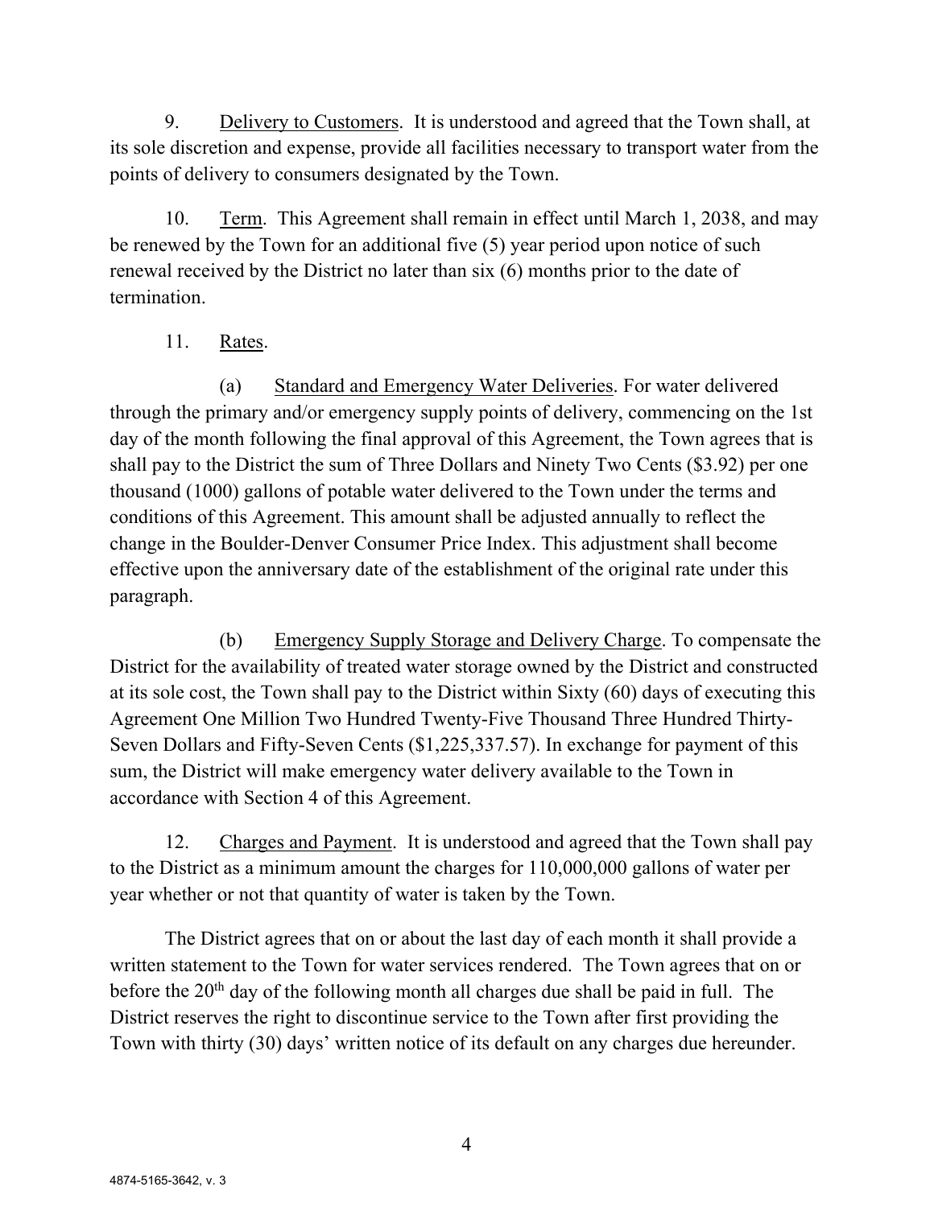9. Delivery to Customers. It is understood and agreed that the Town shall, at its sole discretion and expense, provide all facilities necessary to transport water from the points of delivery to consumers designated by the Town.

10. Term. This Agreement shall remain in effect until March 1, 2038, and may be renewed by the Town for an additional five (5) year period upon notice of such renewal received by the District no later than six (6) months prior to the date of termination.

11. Rates.

(a) Standard and Emergency Water Deliveries. For water delivered through the primary and/or emergency supply points of delivery, commencing on the 1st day of the month following the final approval of this Agreement, the Town agrees that is shall pay to the District the sum of Three Dollars and Ninety Two Cents ($3.92) per one thousand (1000) gallons of potable water delivered to the Town under the terms and conditions of this Agreement. This amount shall be adjusted annually to reflect the change in the Boulder-Denver Consumer Price Index. This adjustment shall become effective upon the anniversary date of the establishment of the original rate under this paragraph.

(b) Emergency Supply Storage and Delivery Charge. To compensate the District for the availability of treated water storage owned by the District and constructed at its sole cost, the Town shall pay to the District within Sixty (60) days of executing this Agreement One Million Two Hundred Twenty-Five Thousand Three Hundred Thirty-Seven Dollars and Fifty-Seven Cents ($1,225,337.57). In exchange for payment of this sum, the District will make emergency water delivery available to the Town in accordance with Section 4 of this Agreement.

12. Charges and Payment. It is understood and agreed that the Town shall pay to the District as a minimum amount the charges for 110,000,000 gallons of water per year whether or not that quantity of water is taken by the Town.

The District agrees that on or about the last day of each month it shall provide a written statement to the Town for water services rendered. The Town agrees that on or before the 20th day of the following month all charges due shall be paid in full. The District reserves the right to discontinue service to the Town after first providing the Town with thirty (30) days' written notice of its default on any charges due hereunder.

4874-5165-3642, v. 3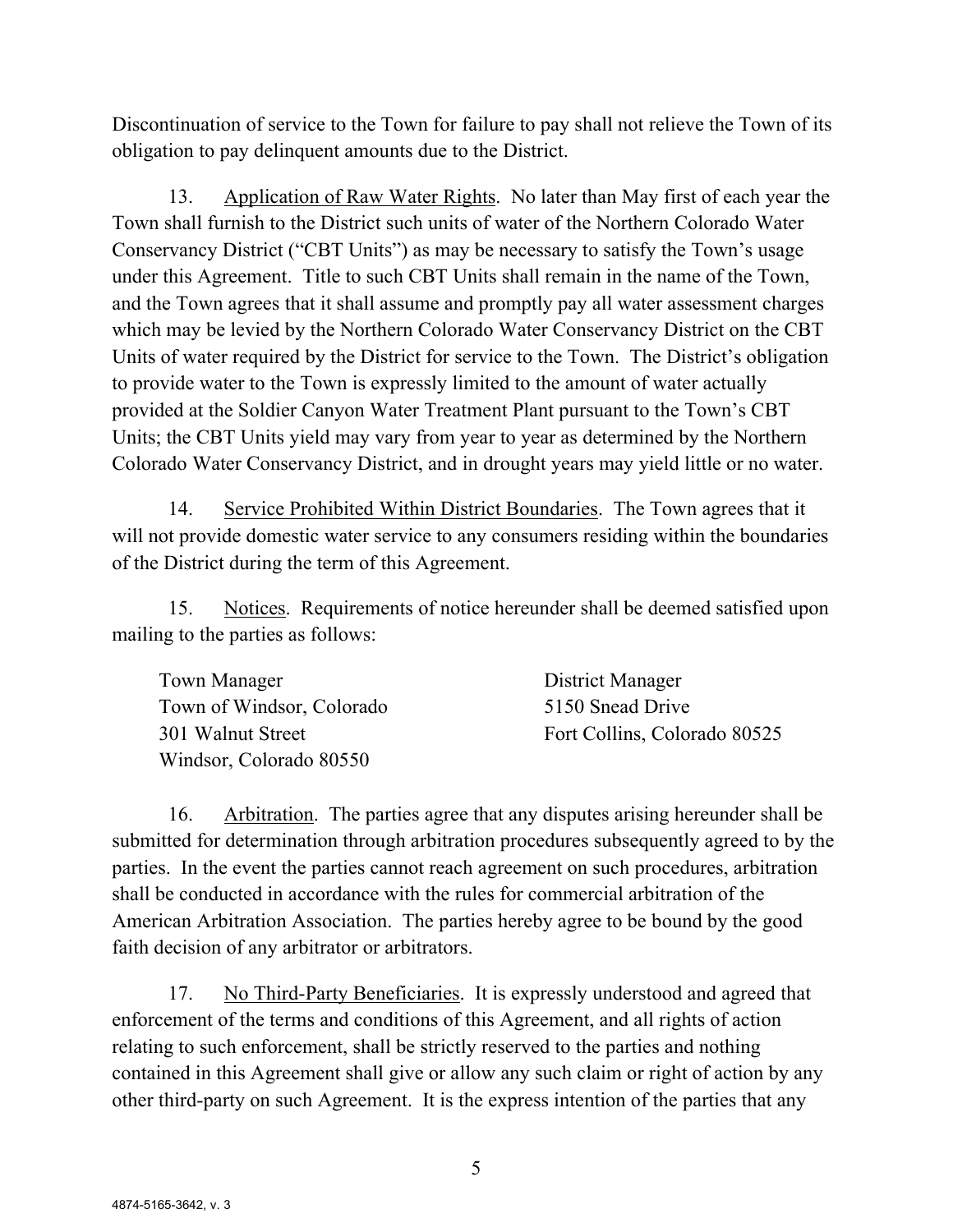Discontinuation of service to the Town for failure to pay shall not relieve the Town of its obligation to pay delinquent amounts due to the District.

13. Application of Raw Water Rights. No later than May first of each year the Town shall furnish to the District such units of water of the Northern Colorado Water Conservancy District ("CBT Units") as may be necessary to satisfy the Town's usage under this Agreement. Title to such CBT Units shall remain in the name of the Town, and the Town agrees that it shall assume and promptly pay all water assessment charges which may be levied by the Northern Colorado Water Conservancy District on the CBT Units of water required by the District for service to the Town. The District's obligation to provide water to the Town is expressly limited to the amount of water actually provided at the Soldier Canyon Water Treatment Plant pursuant to the Town's CBT Units; the CBT Units yield may vary from year to year as determined by the Northern Colorado Water Conservancy District, and in drought years may yield little or no water.

14. Service Prohibited Within District Boundaries. The Town agrees that it will not provide domestic water service to any consumers residing within the boundaries of the District during the term of this Agreement.

15. Notices. Requirements of notice hereunder shall be deemed satisfied upon mailing to the parties as follows:

Town Manager
Town of Windsor, Colorado
301 Walnut Street
Windsor, Colorado 80550

District Manager
5150 Snead Drive
Fort Collins, Colorado 80525

16. Arbitration. The parties agree that any disputes arising hereunder shall be submitted for determination through arbitration procedures subsequently agreed to by the parties. In the event the parties cannot reach agreement on such procedures, arbitration shall be conducted in accordance with the rules for commercial arbitration of the American Arbitration Association. The parties hereby agree to be bound by the good faith decision of any arbitrator or arbitrators.

17. No Third-Party Beneficiaries. It is expressly understood and agreed that enforcement of the terms and conditions of this Agreement, and all rights of action relating to such enforcement, shall be strictly reserved to the parties and nothing contained in this Agreement shall give or allow any such claim or right of action by any other third-party on such Agreement. It is the express intention of the parties that any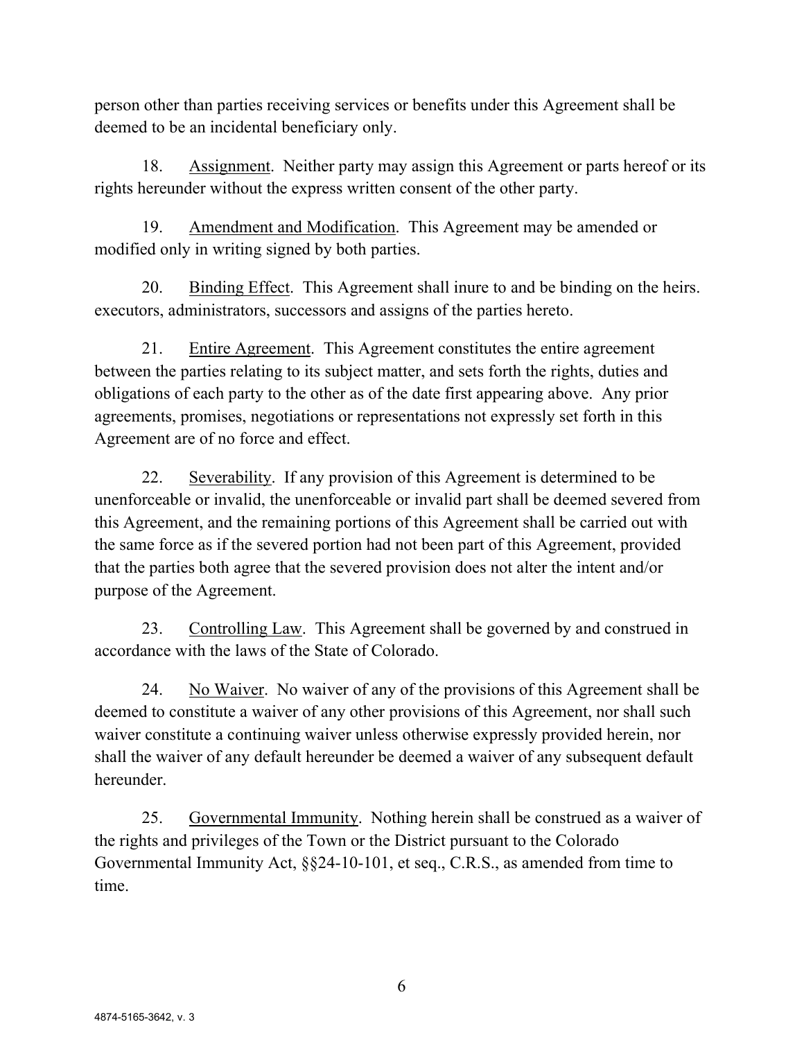person other than parties receiving services or benefits under this Agreement shall be deemed to be an incidental beneficiary only.

18. Assignment. Neither party may assign this Agreement or parts hereof or its rights hereunder without the express written consent of the other party.

19. Amendment and Modification. This Agreement may be amended or modified only in writing signed by both parties.

20. Binding Effect. This Agreement shall inure to and be binding on the heirs. executors, administrators, successors and assigns of the parties hereto.

21. Entire Agreement. This Agreement constitutes the entire agreement between the parties relating to its subject matter, and sets forth the rights, duties and obligations of each party to the other as of the date first appearing above. Any prior agreements, promises, negotiations or representations not expressly set forth in this Agreement are of no force and effect.

22. Severability. If any provision of this Agreement is determined to be unenforceable or invalid, the unenforceable or invalid part shall be deemed severed from this Agreement, and the remaining portions of this Agreement shall be carried out with the same force as if the severed portion had not been part of this Agreement, provided that the parties both agree that the severed provision does not alter the intent and/or purpose of the Agreement.

23. Controlling Law. This Agreement shall be governed by and construed in accordance with the laws of the State of Colorado.

24. No Waiver. No waiver of any of the provisions of this Agreement shall be deemed to constitute a waiver of any other provisions of this Agreement, nor shall such waiver constitute a continuing waiver unless otherwise expressly provided herein, nor shall the waiver of any default hereunder be deemed a waiver of any subsequent default hereunder.

25. Governmental Immunity. Nothing herein shall be construed as a waiver of the rights and privileges of the Town or the District pursuant to the Colorado Governmental Immunity Act, §§24-10-101, et seq., C.R.S., as amended from time to time.

4874-5165-3642, v. 3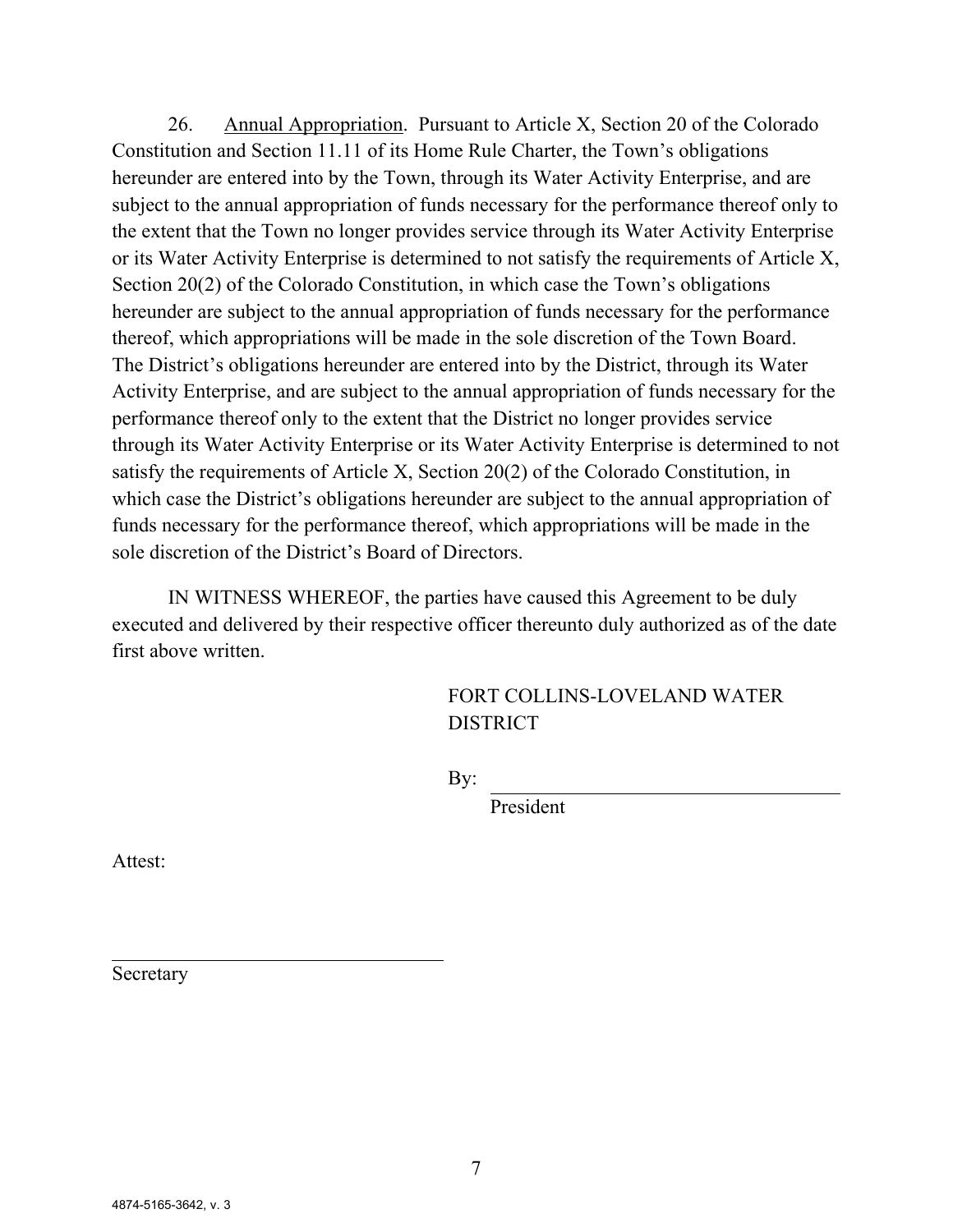26. Annual Appropriation. Pursuant to Article X, Section 20 of the Colorado Constitution and Section 11.11 of its Home Rule Charter, the Town's obligations hereunder are entered into by the Town, through its Water Activity Enterprise, and are subject to the annual appropriation of funds necessary for the performance thereof only to the extent that the Town no longer provides service through its Water Activity Enterprise or its Water Activity Enterprise is determined to not satisfy the requirements of Article X, Section 20(2) of the Colorado Constitution, in which case the Town's obligations hereunder are subject to the annual appropriation of funds necessary for the performance thereof, which appropriations will be made in the sole discretion of the Town Board. The District's obligations hereunder are entered into by the District, through its Water Activity Enterprise, and are subject to the annual appropriation of funds necessary for the performance thereof only to the extent that the District no longer provides service through its Water Activity Enterprise or its Water Activity Enterprise is determined to not satisfy the requirements of Article X, Section 20(2) of the Colorado Constitution, in which case the District's obligations hereunder are subject to the annual appropriation of funds necessary for the performance thereof, which appropriations will be made in the sole discretion of the District's Board of Directors.

IN WITNESS WHEREOF, the parties have caused this Agreement to be duly executed and delivered by their respective officer thereunto duly authorized as of the date first above written.

FORT COLLINS-LOVELAND WATER DISTRICT

By: ______________________________
President

Attest:

______________________________
Secretary

4874-5165-3642, v. 3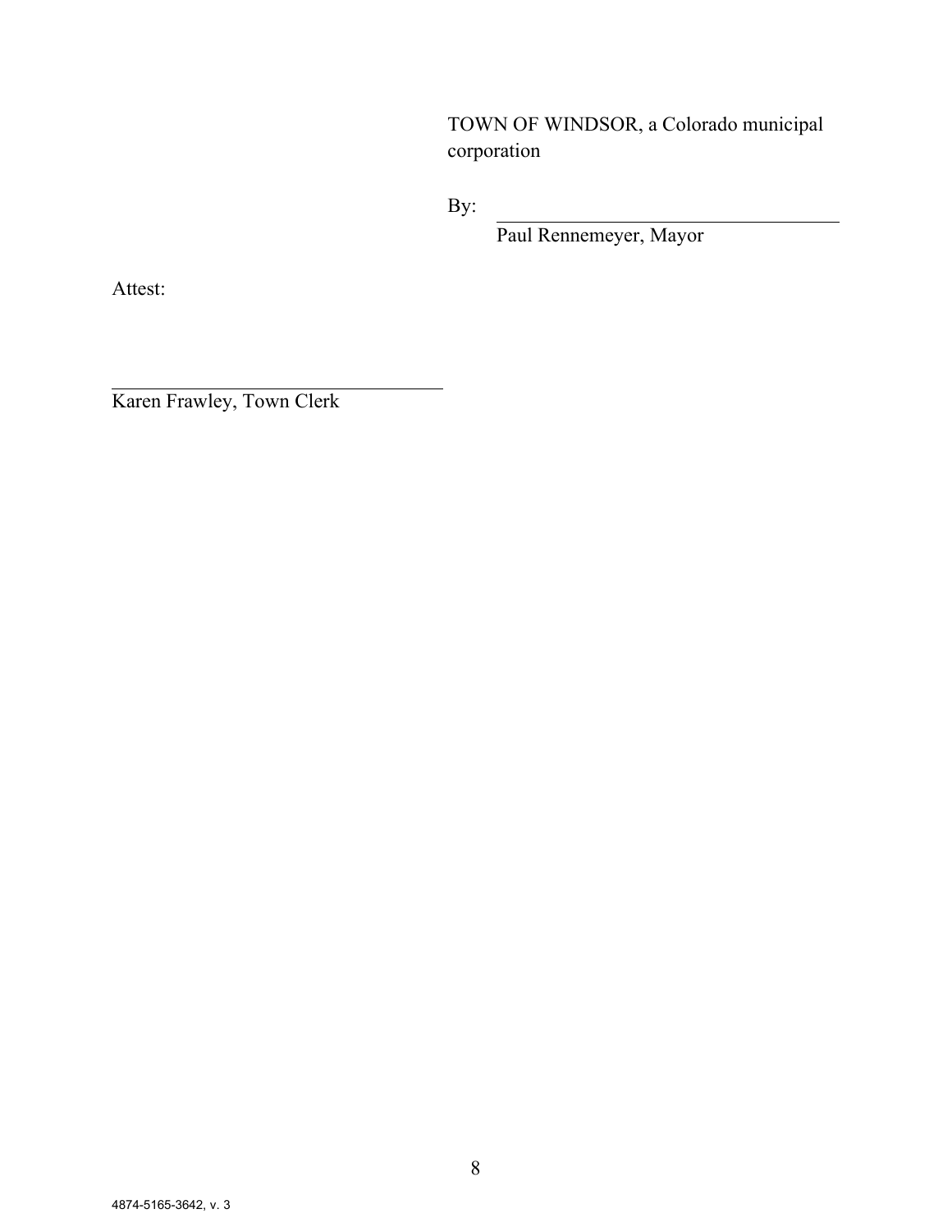TOWN OF WINDSOR, a Colorado municipal corporation

By: \_\_\_\_\_\_\_\_\_\_\_\_\_\_\_\_\_\_\_\_\_\_\_\_\_\_\_\_\_\_\_\_\_\_\_\_
Paul Rennemeyer, Mayor

Attest:

\_\_\_\_\_\_\_\_\_\_\_\_\_\_\_\_\_\_\_\_\_\_\_\_\_\_\_\_\_\_\_\_\_\_\_\_
Karen Frawley, Town Clerk

4874-5165-3642, v. 3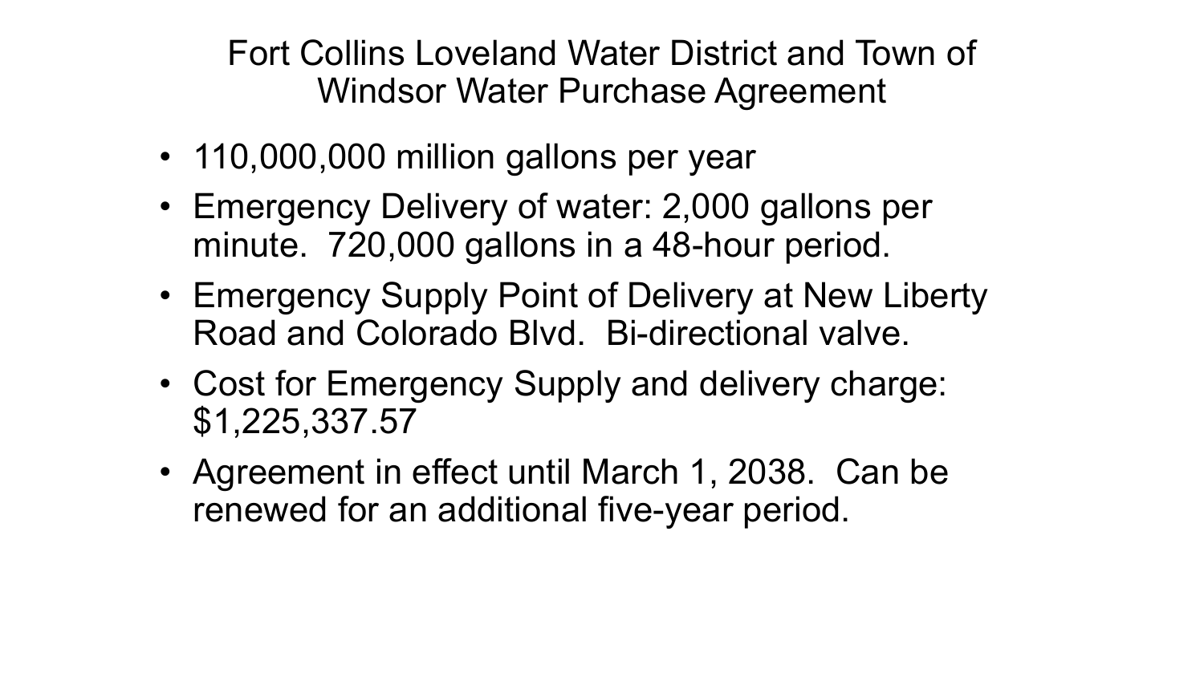# Fort Collins Loveland Water District and Town of Windsor Water Purchase Agreement

- 110,000,000 million gallons per year
- Emergency Delivery of water: 2,000 gallons per minute. 720,000 gallons in a 48-hour period.
- Emergency Supply Point of Delivery at New Liberty Road and Colorado Blvd. Bi-directional valve.
- Cost for Emergency Supply and delivery charge: $1,225,337.57
- Agreement in effect until March 1, 2038. Can be renewed for an additional five-year period.